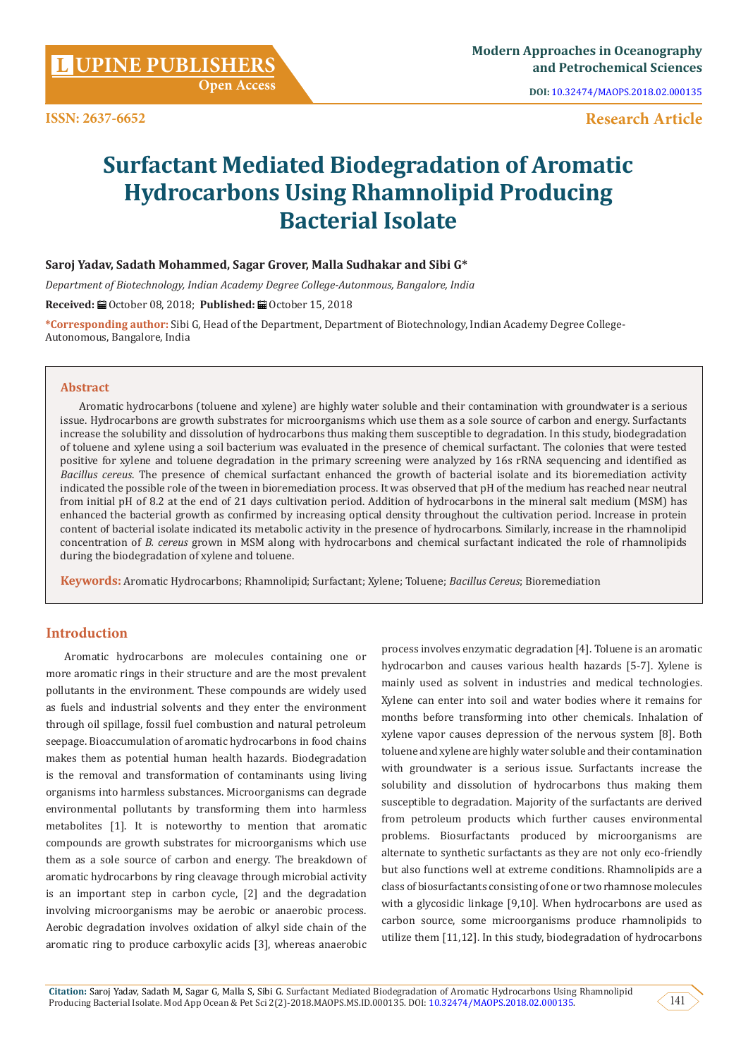# Surfactant Mediated Biodegradation of Aromatic Hydrocarbons Using Rhamnolipid Producing Bacterial Isolate

**Saroj Yadav, Sadath Mohammed, Sagar Grover, Malla Sudhakar and Sibi G***

*Department of Biotechnology, Indian Academy Degree College-Autonmous, Bangalore, India*

**Received:** October 08, 2018; **Published:** October 15, 2018

***Corresponding author:** Sibi G, Head of the Department, Department of Biotechnology, Indian Academy Degree College-Autonomous, Bangalore, India

## Abstract

Aromatic hydrocarbons (toluene and xylene) are highly water soluble and their contamination with groundwater is a serious issue. Hydrocarbons are growth substrates for microorganisms which use them as a sole source of carbon and energy. Surfactants increase the solubility and dissolution of hydrocarbons thus making them susceptible to degradation. In this study, biodegradation of toluene and xylene using a soil bacterium was evaluated in the presence of chemical surfactant. The colonies that were tested positive for xylene and toluene degradation in the primary screening were analyzed by 16s rRNA sequencing and identified as *Bacillus cereus*. The presence of chemical surfactant enhanced the growth of bacterial isolate and its bioremediation activity indicated the possible role of the tween in bioremediation process. It was observed that pH of the medium has reached near neutral from initial pH of 8.2 at the end of 21 days cultivation period. Addition of hydrocarbons in the mineral salt medium (MSM) has enhanced the bacterial growth as confirmed by increasing optical density throughout the cultivation period. Increase in protein content of bacterial isolate indicated its metabolic activity in the presence of hydrocarbons. Similarly, increase in the rhamnolipid concentration of *B. cereus* grown in MSM along with hydrocarbons and chemical surfactant indicated the role of rhamnolipids during the biodegradation of xylene and toluene.

**Keywords:** Aromatic Hydrocarbons; Rhamnolipid; Surfactant; Xylene; Toluene; *Bacillus Cereus*; Bioremediation

## Introduction

Aromatic hydrocarbons are molecules containing one or more aromatic rings in their structure and are the most prevalent pollutants in the environment. These compounds are widely used as fuels and industrial solvents and they enter the environment through oil spillage, fossil fuel combustion and natural petroleum seepage. Bioaccumulation of aromatic hydrocarbons in food chains makes them as potential human health hazards. Biodegradation is the removal and transformation of contaminants using living organisms into harmless substances. Microorganisms can degrade environmental pollutants by transforming them into harmless metabolites [1]. It is noteworthy to mention that aromatic compounds are growth substrates for microorganisms which use them as a sole source of carbon and energy. The breakdown of aromatic hydrocarbons by ring cleavage through microbial activity is an important step in carbon cycle, [2] and the degradation involving microorganisms may be aerobic or anaerobic process. Aerobic degradation involves oxidation of alkyl side chain of the aromatic ring to produce carboxylic acids [3], whereas anaerobic process involves enzymatic degradation [4]. Toluene is an aromatic hydrocarbon and causes various health hazards [5-7]. Xylene is mainly used as solvent in industries and medical technologies. Xylene can enter into soil and water bodies where it remains for months before transforming into other chemicals. Inhalation of xylene vapor causes depression of the nervous system [8]. Both toluene and xylene are highly water soluble and their contamination with groundwater is a serious issue. Surfactants increase the solubility and dissolution of hydrocarbons thus making them susceptible to degradation. Majority of the surfactants are derived from petroleum products which further causes environmental problems. Biosurfactants produced by microorganisms are alternate to synthetic surfactants as they are not only eco-friendly but also functions well at extreme conditions. Rhamnolipids are a class of biosurfactants consisting of one or two rhamnose molecules with a glycosidic linkage [9,10]. When hydrocarbons are used as carbon source, some microorganisms produce rhamnolipids to utilize them [11,12]. In this study, biodegradation of hydrocarbons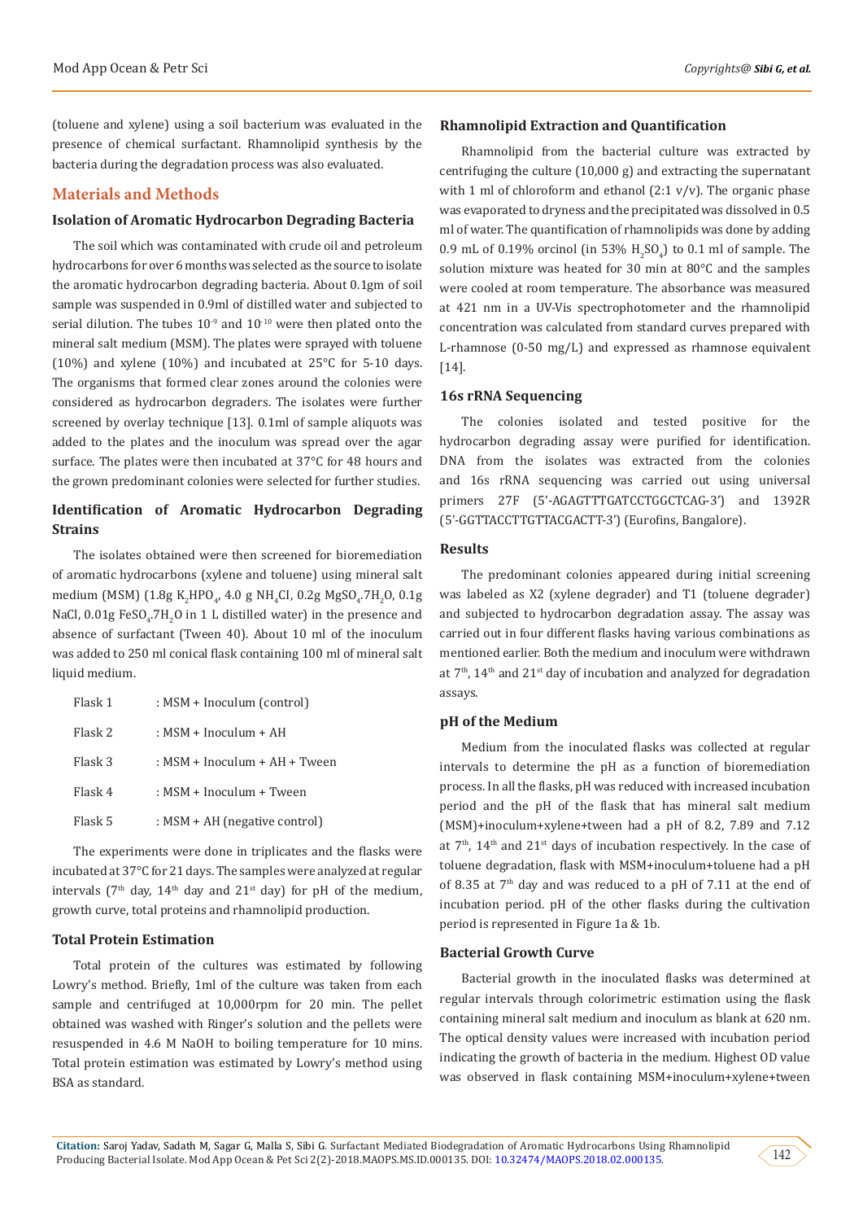(toluene and xylene) using a soil bacterium was evaluated in the presence of chemical surfactant. Rhamnolipid synthesis by the bacteria during the degradation process was also evaluated.

## Materials and Methods

### Isolation of Aromatic Hydrocarbon Degrading Bacteria

The soil which was contaminated with crude oil and petroleum hydrocarbons for over 6 months was selected as the source to isolate the aromatic hydrocarbon degrading bacteria. About 0.1gm of soil sample was suspended in 0.9ml of distilled water and subjected to serial dilution. The tubes $10^{-9}$ and $10^{-10}$ were then plated onto the mineral salt medium (MSM). The plates were sprayed with toluene (10%) and xylene (10%) and incubated at 25°C for 5-10 days. The organisms that formed clear zones around the colonies were considered as hydrocarbon degraders. The isolates were further screened by overlay technique [13]. 0.1ml of sample aliquots was added to the plates and the inoculum was spread over the agar surface. The plates were then incubated at 37°C for 48 hours and the grown predominant colonies were selected for further studies.

### Identification of Aromatic Hydrocarbon Degrading Strains

The isolates obtained were then screened for bioremediation of aromatic hydrocarbons (xylene and toluene) using mineral salt medium (MSM) (1.8g $K_2HPO_4$, 4.0 g $NH_4Cl$, 0.2g $MgSO_4.7H_2O$, 0.1g NaCl, 0.01g $FeSO_4.7H_2O$ in 1 L distilled water) in the presence and absence of surfactant (Tween 40). About 10 ml of the inoculum was added to 250 ml conical flask containing 100 ml of mineral salt liquid medium.

Flask 1 : MSM + Inoculum (control)

Flask 2 : MSM + Inoculum + AH

Flask 3 : MSM + Inoculum + AH + Tween

Flask 4 : MSM + Inoculum + Tween

Flask 5 : MSM + AH (negative control)

The experiments were done in triplicates and the flasks were incubated at 37°C for 21 days. The samples were analyzed at regular intervals (7th day, 14th day and 21st day) for pH of the medium, growth curve, total proteins and rhamnolipid production.

### Total Protein Estimation

Total protein of the cultures was estimated by following Lowry's method. Briefly, 1ml of the culture was taken from each sample and centrifuged at 10,000rpm for 20 min. The pellet obtained was washed with Ringer's solution and the pellets were resuspended in 4.6 M NaOH to boiling temperature for 10 mins. Total protein estimation was estimated by Lowry's method using BSA as standard.

### Rhamnolipid Extraction and Quantification

Rhamnolipid from the bacterial culture was extracted by centrifuging the culture (10,000 g) and extracting the supernatant with 1 ml of chloroform and ethanol (2:1 v/v). The organic phase was evaporated to dryness and the precipitated was dissolved in 0.5 ml of water. The quantification of rhamnolipids was done by adding 0.9 mL of 0.19% orcinol (in 53% $H_2SO_4$) to 0.1 ml of sample. The solution mixture was heated for 30 min at 80°C and the samples were cooled at room temperature. The absorbance was measured at 421 nm in a UV-Vis spectrophotometer and the rhamnolipid concentration was calculated from standard curves prepared with L-rhamnose (0-50 mg/L) and expressed as rhamnose equivalent [14].

### 16s rRNA Sequencing

The colonies isolated and tested positive for the hydrocarbon degrading assay were purified for identification. DNA from the isolates was extracted from the colonies and 16s rRNA sequencing was carried out using universal primers 27F (5'-AGAGTTTGATCCTGGCTCAG-3') and 1392R (5'-GGTTACCTTGTTACGACTT-3') (Eurofins, Bangalore).

## Results

The predominant colonies appeared during initial screening was labeled as X2 (xylene degrader) and T1 (toluene degrader) and subjected to hydrocarbon degradation assay. The assay was carried out in four different flasks having various combinations as mentioned earlier. Both the medium and inoculum were withdrawn at 7th, 14th and 21st day of incubation and analyzed for degradation assays.

### pH of the Medium

Medium from the inoculated flasks was collected at regular intervals to determine the pH as a function of bioremediation process. In all the flasks, pH was reduced with increased incubation period and the pH of the flask that has mineral salt medium (MSM)+inoculum+xylene+tween had a pH of 8.2, 7.89 and 7.12 at 7th, 14th and 21st days of incubation respectively. In the case of toluene degradation, flask with MSM+inoculum+toluene had a pH of 8.35 at 7th day and was reduced to a pH of 7.11 at the end of incubation period. pH of the other flasks during the cultivation period is represented in Figure 1a & 1b.

### Bacterial Growth Curve

Bacterial growth in the inoculated flasks was determined at regular intervals through colorimetric estimation using the flask containing mineral salt medium and inoculum as blank at 620 nm. The optical density values were increased with incubation period indicating the growth of bacteria in the medium. Highest OD value was observed in flask containing MSM+inoculum+xylene+tween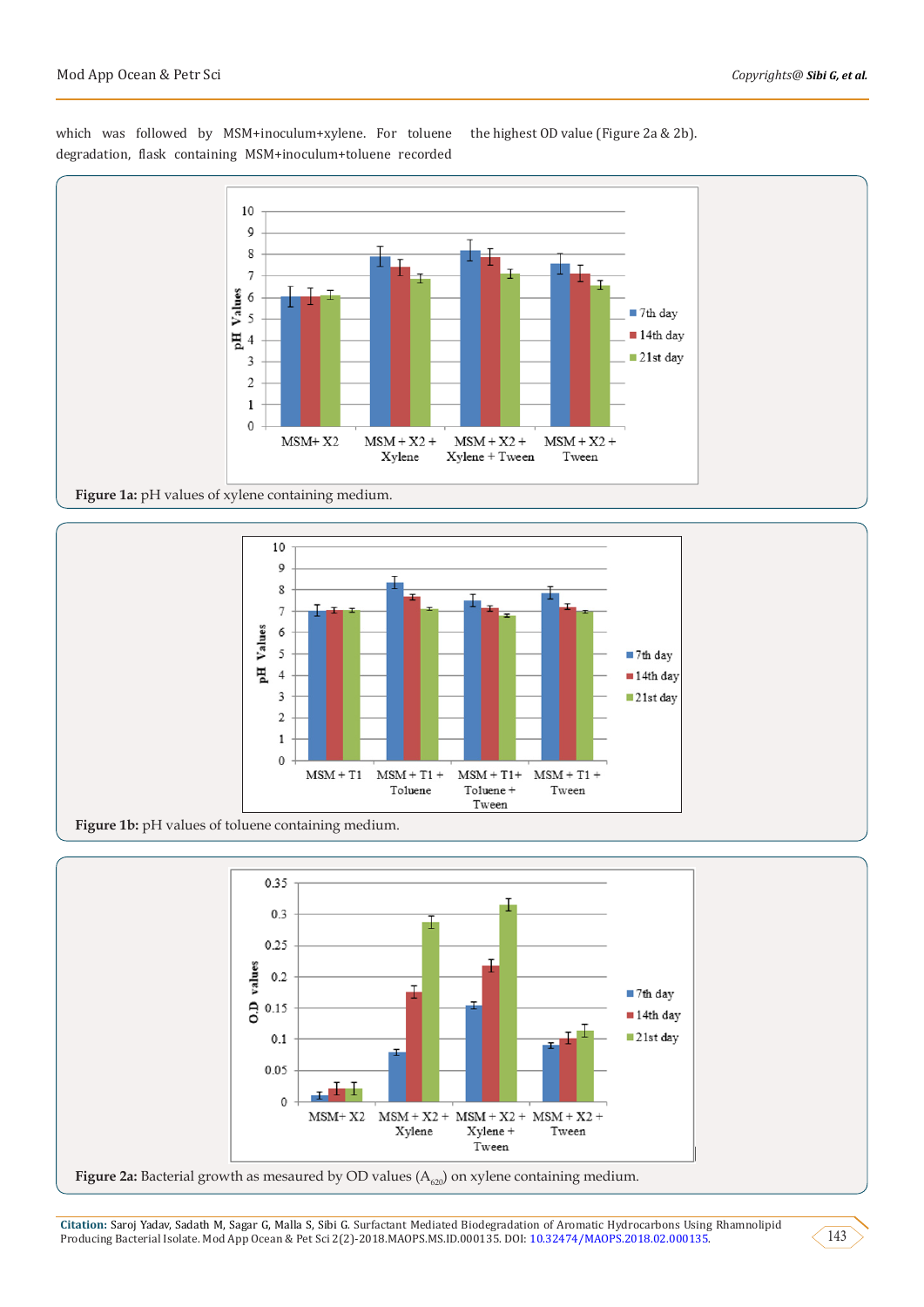which was followed by MSM+inoculum+xylene. For toluene degradation, flask containing MSM+inoculum+toluene recorded the highest OD value (Figure 2a & 2b).

**Figure 1a:** pH values of xylene containing medium.

**Figure 1b:** pH values of toluene containing medium.

**Figure 2a:** Bacterial growth as mesaured by OD values ($A_{620}$) on xylene containing medium.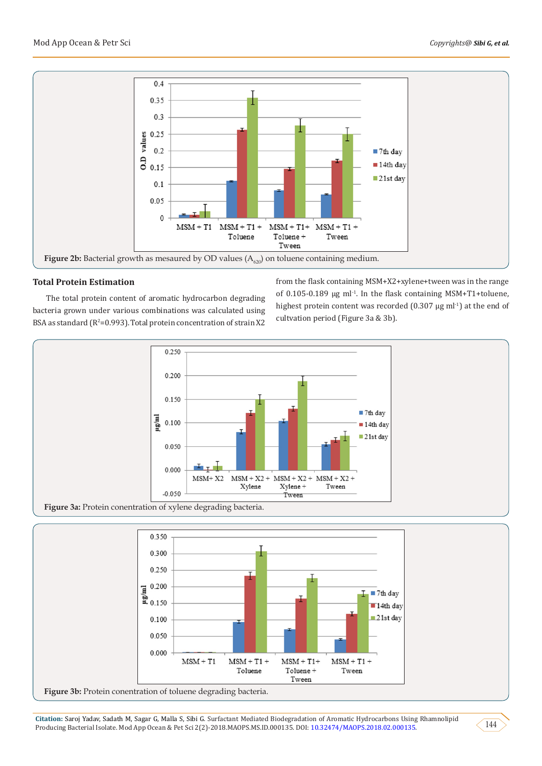Figure 2b: Bacterial growth as mesaured by OD values ($A_{620}$) on toluene containing medium.

## Total Protein Estimation

The total protein content of aromatic hydrocarbon degrading bacteria grown under various combinations was calculated using BSA as standard ($R^2$=0.993). Total protein concentration of strain X2 from the flask containing MSM+X2+xylene+tween was in the range of 0.105-0.189 µg ml$^{-1}$. In the flask containing MSM+T1+toluene, highest protein content was recorded (0.307 µg ml$^{-1}$) at the end of cultvation period (Figure 3a & 3b).

**Figure 3a:** Protein conentration of xylene degrading bacteria.

**Figure 3b:** Protein conentration of toluene degrading bacteria.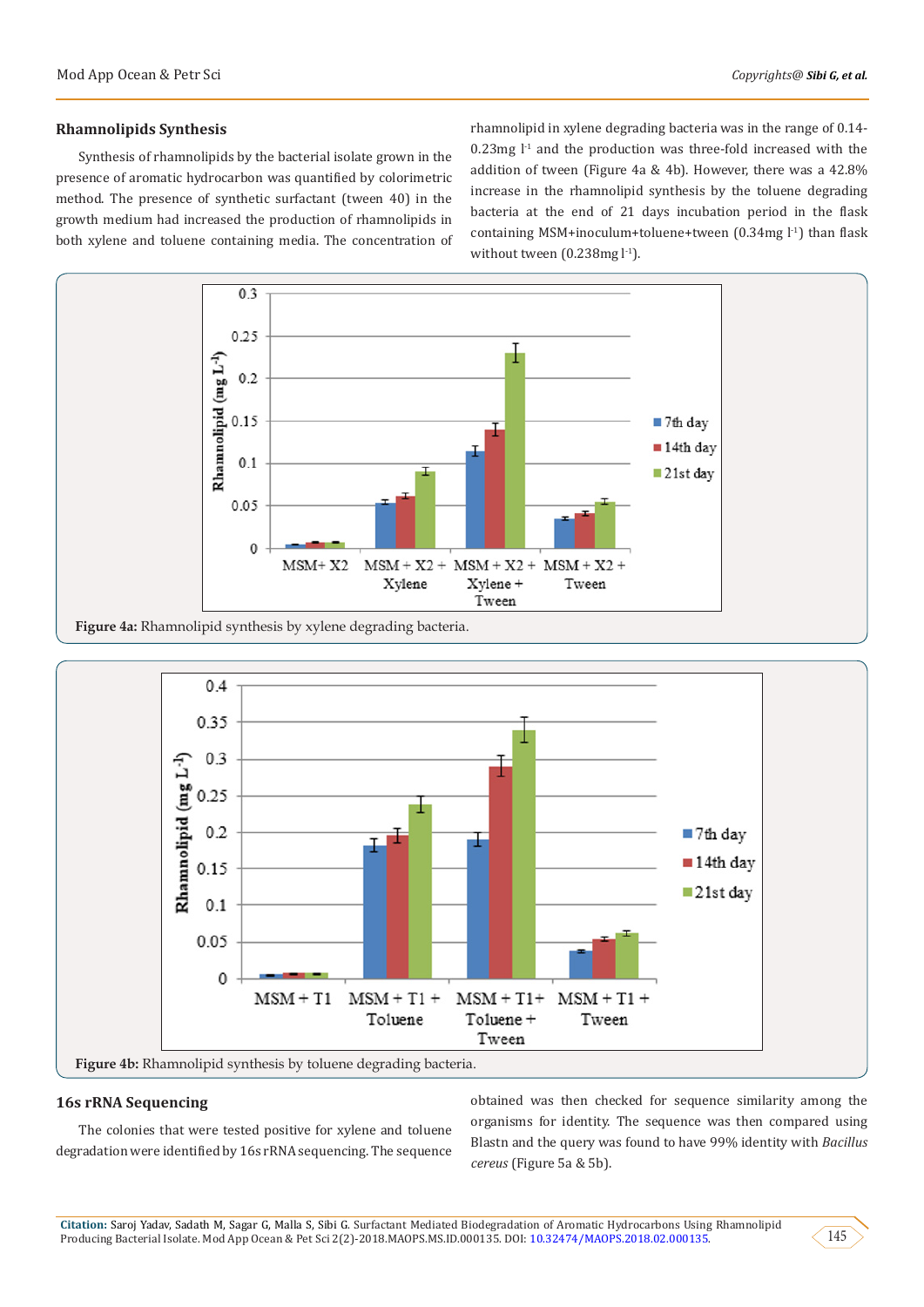## Rhamnolipids Synthesis

Synthesis of rhamnolipids by the bacterial isolate grown in the presence of aromatic hydrocarbon was quantified by colorimetric method. The presence of synthetic surfactant (tween 40) in the growth medium had increased the production of rhamnolipids in both xylene and toluene containing media. The concentration of rhamnolipid in xylene degrading bacteria was in the range of 0.14-0.23mg $l^{-1}$ and the production was three-fold increased with the addition of tween (Figure 4a & 4b). However, there was a 42.8% increase in the rhamnolipid synthesis by the toluene degrading bacteria at the end of 21 days incubation period in the flask containing MSM+inoculum+toluene+tween (0.34mg $l^{-1}$) than flask without tween (0.238mg $l^{-1}$).

**Figure 4a:** Rhamnolipid synthesis by xylene degrading bacteria.

**Figure 4b:** Rhamnolipid synthesis by toluene degrading bacteria.

## 16s rRNA Sequencing

The colonies that were tested positive for xylene and toluene degradation were identified by 16s rRNA sequencing. The sequence obtained was then checked for sequence similarity among the organisms for identity. The sequence was then compared using Blastn and the query was found to have 99% identity with *Bacillus cereus* (Figure 5a & 5b).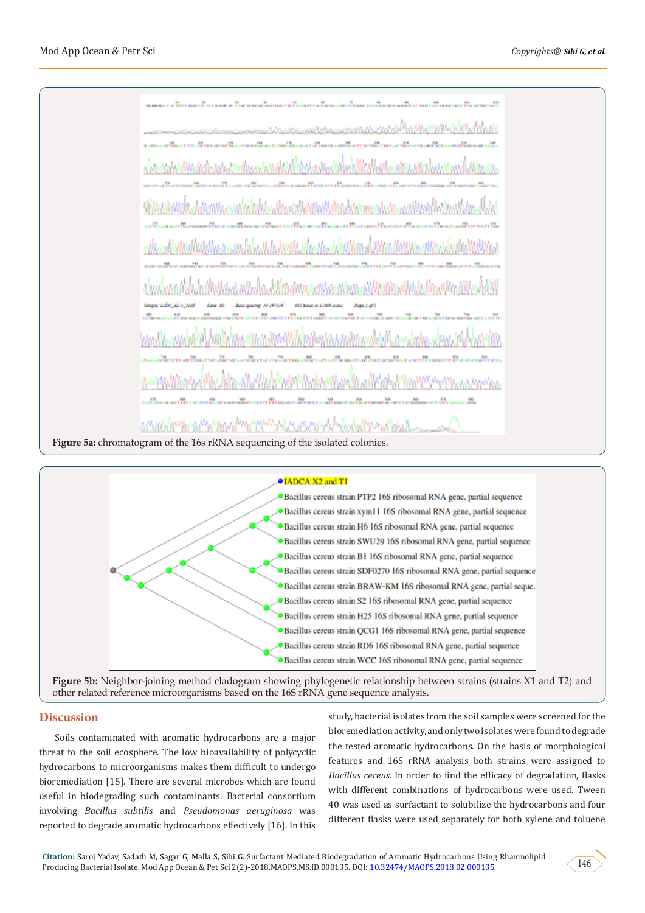Figure 5a: chromatogram of the 16s rRNA sequencing of the isolated colonies.

Figure 5b: Neighbor-joining method cladogram showing phylogenetic relationship between strains (strains X1 and T2) and other related reference microorganisms based on the 16S rRNA gene sequence analysis.

## Discussion

Soils contaminated with aromatic hydrocarbons are a major threat to the soil ecosphere. The low bioavailability of polycyclic hydrocarbons to microorganisms makes them difficult to undergo bioremediation [15]. There are several microbes which are found useful in biodegrading such contaminants. Bacterial consortium involving *Bacillus subtilis* and *Pseudomonas aeruginosa* was reported to degrade aromatic hydrocarbons effectively [16]. In this study, bacterial isolates from the soil samples were screened for the bioremediation activity, and only two isolates were found to degrade the tested aromatic hydrocarbons. On the basis of morphological features and 16S rRNA analysis both strains were assigned to *Bacillus cereus.* In order to find the efficacy of degradation, flasks with different combinations of hydrocarbons were used. Tween 40 was used as surfactant to solubilize the hydrocarbons and four different flasks were used separately for both xylene and toluene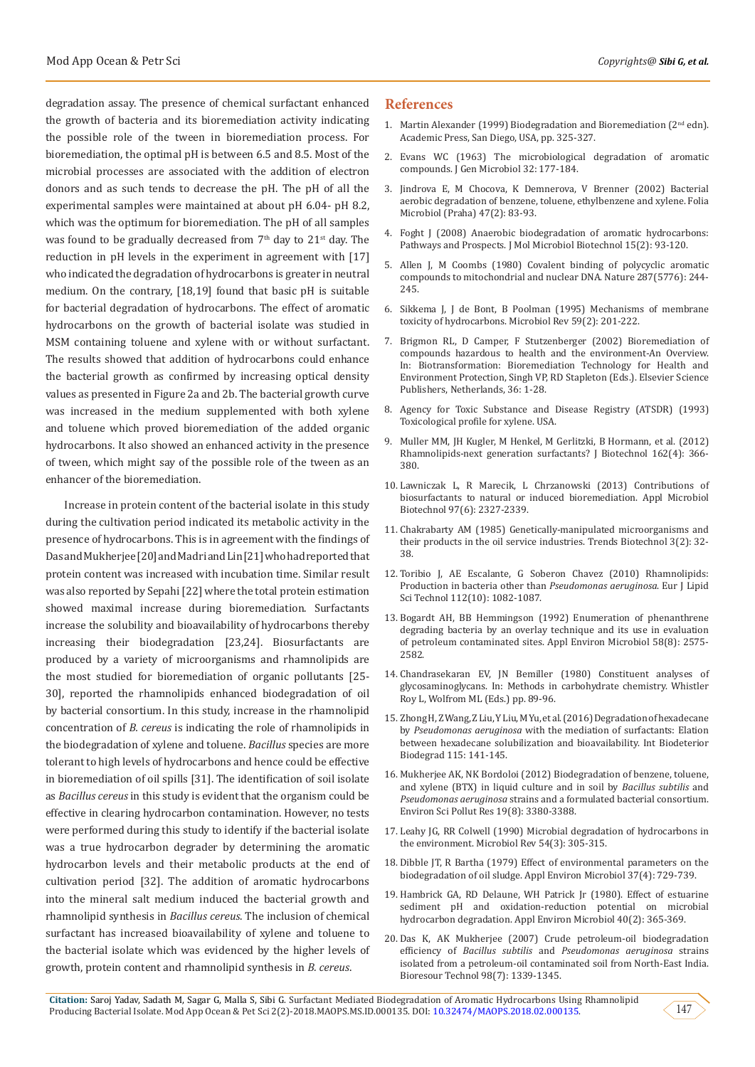degradation assay. The presence of chemical surfactant enhanced the growth of bacteria and its bioremediation activity indicating the possible role of the tween in bioremediation process. For bioremediation, the optimal pH is between 6.5 and 8.5. Most of the microbial processes are associated with the addition of electron donors and as such tends to decrease the pH. The pH of all the experimental samples were maintained at about pH 6.04- pH 8.2, which was the optimum for bioremediation. The pH of all samples was found to be gradually decreased from 7th day to 21st day. The reduction in pH levels in the experiment in agreement with [17] who indicated the degradation of hydrocarbons is greater in neutral medium. On the contrary, [18,19] found that basic pH is suitable for bacterial degradation of hydrocarbons. The effect of aromatic hydrocarbons on the growth of bacterial isolate was studied in MSM containing toluene and xylene with or without surfactant. The results showed that addition of hydrocarbons could enhance the bacterial growth as confirmed by increasing optical density values as presented in Figure 2a and 2b. The bacterial growth curve was increased in the medium supplemented with both xylene and toluene which proved bioremediation of the added organic hydrocarbons. It also showed an enhanced activity in the presence of tween, which might say of the possible role of the tween as an enhancer of the bioremediation.

Increase in protein content of the bacterial isolate in this study during the cultivation period indicated its metabolic activity in the presence of hydrocarbons. This is in agreement with the findings of Das and Mukherjee [20] and Madri and Lin [21] who had reported that protein content was increased with incubation time. Similar result was also reported by Sepahi [22] where the total protein estimation showed maximal increase during bioremediation. Surfactants increase the solubility and bioavailability of hydrocarbons thereby increasing their biodegradation [23,24]. Biosurfactants are produced by a variety of microorganisms and rhamnolipids are the most studied for bioremediation of organic pollutants [25-30], reported the rhamnolipids enhanced biodegradation of oil by bacterial consortium. In this study, increase in the rhamnolipid concentration of *B. cereus* is indicating the role of rhamnolipids in the biodegradation of xylene and toluene. *Bacillus* species are more tolerant to high levels of hydrocarbons and hence could be effective in bioremediation of oil spills [31]. The identification of soil isolate as *Bacillus cereus* in this study is evident that the organism could be effective in clearing hydrocarbon contamination. However, no tests were performed during this study to identify if the bacterial isolate was a true hydrocarbon degrader by determining the aromatic hydrocarbon levels and their metabolic products at the end of cultivation period [32]. The addition of aromatic hydrocarbons into the mineral salt medium induced the bacterial growth and rhamnolipid synthesis in *Bacillus cereus*. The inclusion of chemical surfactant has increased bioavailability of xylene and toluene to the bacterial isolate which was evidenced by the higher levels of growth, protein content and rhamnolipid synthesis in *B. cereus*.

## References

1. Martin Alexander (1999) Biodegradation and Bioremediation (2nd edn). Academic Press, San Diego, USA, pp. 325-327.
2. Evans WC (1963) The microbiological degradation of aromatic compounds. J Gen Microbiol 32: 177-184.
3. Jindrova E, M Chocova, K Demnerova, V Brenner (2002) Bacterial aerobic degradation of benzene, toluene, ethylbenzene and xylene. Folia Microbiol (Praha) 47(2): 83-93.
4. Foght J (2008) Anaerobic biodegradation of aromatic hydrocarbons: Pathways and Prospects. J Mol Microbiol Biotechnol 15(2): 93-120.
5. Allen J, M Coombs (1980) Covalent binding of polycyclic aromatic compounds to mitochondrial and nuclear DNA. Nature 287(5776): 244-245.
6. Sikkema J, J de Bont, B Poolman (1995) Mechanisms of membrane toxicity of hydrocarbons. Microbiol Rev 59(2): 201-222.
7. Brigmon RL, D Camper, F Stutzenberger (2002) Bioremediation of compounds hazardous to health and the environment-An Overview. In: Biotransformation: Bioremediation Technology for Health and Environment Protection, Singh VP, RD Stapleton (Eds.). Elsevier Science Publishers, Netherlands, 36: 1-28.
8. Agency for Toxic Substance and Disease Registry (ATSDR) (1993) Toxicological profile for xylene. USA.
9. Muller MM, JH Kugler, M Henkel, M Gerlitzki, B Hormann, et al. (2012) Rhamnolipids-next generation surfactants? J Biotechnol 162(4): 366-380.
10. Lawniczak L, R Marecik, L Chrzanowski (2013) Contributions of biosurfactants to natural or induced bioremediation. Appl Microbiol Biotechnol 97(6): 2327-2339.
11. Chakrabarty AM (1985) Genetically-manipulated microorganisms and their products in the oil service industries. Trends Biotechnol 3(2): 32-38.
12. Toribio J, AE Escalante, G Soberon Chavez (2010) Rhamnolipids: Production in bacteria other than *Pseudomonas aeruginosa*. Eur J Lipid Sci Technol 112(10): 1082-1087.
13. Bogardt AH, BB Hemmingson (1992) Enumeration of phenanthrene degrading bacteria by an overlay technique and its use in evaluation of petroleum contaminated sites. Appl Environ Microbiol 58(8): 2575-2582.
14. Chandrasekaran EV, JN Bemiller (1980) Constituent analyses of glycosaminoglycans. In: Methods in carbohydrate chemistry. Whistler Roy L, Wolfrom ML (Eds.) pp. 89-96.
15. Zhong H, Z Wang, Z Liu, Y Liu, M Yu, et al. (2016) Degradation of hexadecane by *Pseudomonas aeruginosa* with the mediation of surfactants: Elation between hexadecane solubilization and bioavailability. Int Biodeterior Biodegrad 115: 141-145.
16. Mukherjee AK, NK Bordoloi (2012) Biodegradation of benzene, toluene, and xylene (BTX) in liquid culture and in soil by *Bacillus subtilis* and *Pseudomonas aeruginosa* strains and a formulated bacterial consortium. Environ Sci Pollut Res 19(8): 3380-3388.
17. Leahy JG, RR Colwell (1990) Microbial degradation of hydrocarbons in the environment. Microbiol Rev 54(3): 305-315.
18. Dibble JT, R Bartha (1979) Effect of environmental parameters on the biodegradation of oil sludge. Appl Environ Microbiol 37(4): 729-739.
19. Hambrick GA, RD Delaune, WH Patrick Jr (1980). Effect of estuarine sediment pH and oxidation-reduction potential on microbial hydrocarbon degradation. Appl Environ Microbiol 40(2): 365-369.
20. Das K, AK Mukherjee (2007) Crude petroleum-oil biodegradation efficiency of *Bacillus subtilis* and *Pseudomonas aeruginosa* strains isolated from a petroleum-oil contaminated soil from North-East India. Bioresour Technol 98(7): 1339-1345.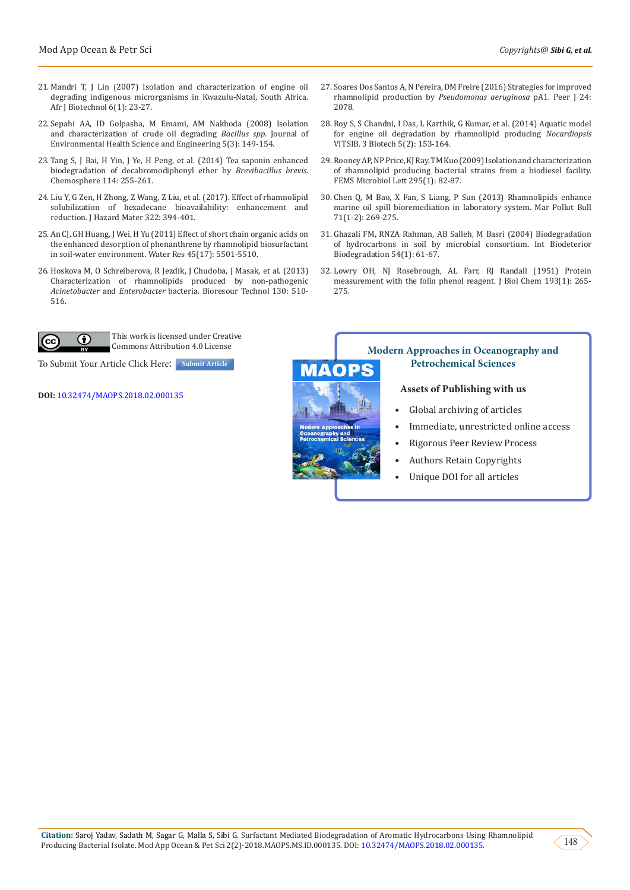21. Mandri T, J Lin (2007) Isolation and characterization of engine oil degrading indigenous microrganisms in Kwazulu-Natal, South Africa. Afr J Biotechnol 6(1): 23-27.
22. Sepahi AA, ID Golpasha, M Emami, AM Nakhoda (2008) Isolation and characterization of crude oil degrading *Bacillus spp*. Journal of Environmental Health Science and Engineering 5(3): 149-154.
23. Tang S, J Bai, H Yin, J Ye, H Peng, et al. (2014) Tea saponin enhanced biodegradation of decabromodiphenyl ether by *Brevibacillus brevis*. Chemosphere 114: 255-261.
24. Liu Y, G Zen, H Zhong, Z Wang, Z Liu, et al. (2017). Effect of rhamnolipid solubilization of hexadecane bioavailability: enhancement and reduction. J Hazard Mater 322: 394-401.
25. An CJ, GH Huang, J Wei, H Yu (2011) Effect of short chain organic acids on the enhanced desorption of phenanthrene by rhamnolipid biosurfactant in soil-water environment. Water Res 45(17): 5501-5510.
26. Hoskova M, O Schreiberova, R Jezdik, J Chudoba, J Masak, et al. (2013) Characterization of rhamnolipids produced by non-pathogenic *Acinetobacter* and *Enterobacter* bacteria. Bioresour Technol 130: 510-516.
27. Soares Dos Santos A, N Pereira, DM Freire (2016) Strategies for improved rhamnolipid production by *Pseudomonas aeruginosa* pA1. Peer J 24: 2078.
28. Roy S, S Chandni, I Das, L Karthik, G Kumar, et al. (2014) Aquatic model for engine oil degradation by rhamnolipid producing *Nocardiopsis* VITSIB. 3 Biotech 5(2): 153-164.
29. Rooney AP, NP Price, KJ Ray, TM Kuo (2009) Isolation and characterization of rhamnolipid producing bacterial strains from a biodiesel facility. FEMS Microbiol Lett 295(1): 82-87.
30. Chen Q, M Bao, X Fan, S Liang, P Sun (2013) Rhamnolipids enhance marine oil spill bioremediation in laboratory system. Mar Pollut Bull 71(1-2): 269-275.
31. Ghazali FM, RNZA Rahman, AB Salleh, M Basri (2004) Biodegradation of hydrocarbons in soil by microbial consortium. Int Biodeterior Biodegradation 54(1): 61-67.
32. Lowry OH, NJ Rosebrough, AL Farr, RJ Randall (1951) Protein measurement with the folin phenol reagent. J Biol Chem 193(1): 265-275.

This work is licensed under Creative Commons Attribution 4.0 License

To Submit Your Article Click Here: Submit Article

**DOI:** 10.32474/MAOPS.2018.02.000135

**Modern Approaches in Oceanography and Petrochemical Sciences**

**Assets of Publishing with us**

- Global archiving of articles
- Immediate, unrestricted online access
- Rigorous Peer Review Process
- Authors Retain Copyrights
- Unique DOI for all articles

**Citation:** Saroj Yadav, Sadath M, Sagar G, Malla S, Sibi G. Surfactant Mediated Biodegradation of Aromatic Hydrocarbons Using Rhamnolipid Producing Bacterial Isolate. Mod App Ocean & Pet Sci 2(2)-2018.MAOPS.MS.ID.000135. DOI: 10.32474/MAOPS.2018.02.000135.